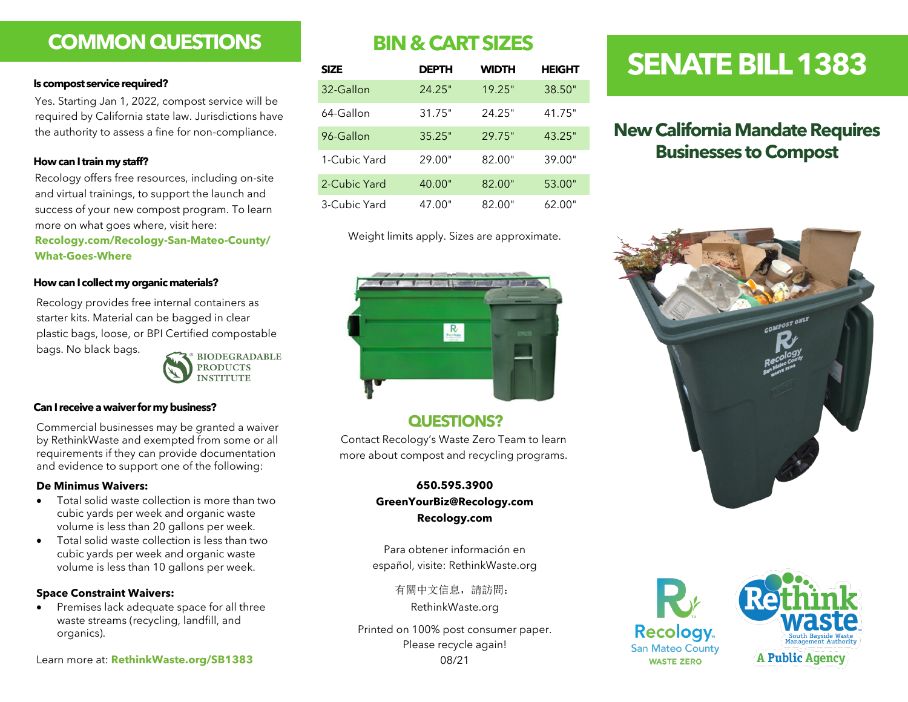# COMMON QUESTIONS

**Is compost service required?**

Yes. Starting Jan 1, 2022, compost service will be required by California state law. Jurisdictions have the authority to assess a fine for non-compliance.

**How can I train my staff?**

Recology offers free resources, including on-site and virtual trainings, to support the launch and success of your new compost program. To learn more on what goes where, visit here: **Recology.com/Recology-San-Mateo-County/What-Goes-Where**

**How can I collect my organic materials?**

Recology provides free internal containers as starter kits. Material can be bagged in clear plastic bags, loose, or BPI Certified compostable bags. No black bags.

BIODEGRADABLE PRODUCTS INSTITUTE

**Can I receive a waiver for my business?**

Commercial businesses may be granted a waiver by RethinkWaste and exempted from some or all requirements if they can provide documentation and evidence to support one of the following:

**De Minimus Waivers:**

- Total solid waste collection is more than two cubic yards per week and organic waste volume is less than 20 gallons per week.
- Total solid waste collection is less than two cubic yards per week and organic waste volume is less than 10 gallons per week.

**Space Constraint Waivers:**

- Premises lack adequate space for all three waste streams (recycling, landfill, and organics).

Learn more at: **RethinkWaste.org/SB1383**

# BIN & CART SIZES

| SIZE | DEPTH | WIDTH | HEIGHT |
|---|---|---|---|
| 32-Gallon | 24.25" | 19.25" | 38.50" |
| 64-Gallon | 31.75" | 24.25" | 41.75" |
| 96-Gallon | 35.25" | 29.75" | 43.25" |
| 1-Cubic Yard | 29.00" | 82.00" | 39.00" |
| 2-Cubic Yard | 40.00" | 82.00" | 53.00" |
| 3-Cubic Yard | 47.00" | 82.00" | 62.00" |

Weight limits apply. Sizes are approximate.

## QUESTIONS?

Contact Recology's Waste Zero Team to learn more about compost and recycling programs.

**650.595.3900**
**GreenYourBiz@Recology.com**
**Recology.com**

Para obtener información en español, visite: RethinkWaste.org

有關中文信息，請訪問：RethinkWaste.org

Printed on 100% post consumer paper. Please recycle again!
08/21

# SENATE BILL 1383

## New California Mandate Requires Businesses to Compost

Recology San Mateo County WASTE ZERO

Rethink waste — South Bayside Waste Management Authority — A Public Agency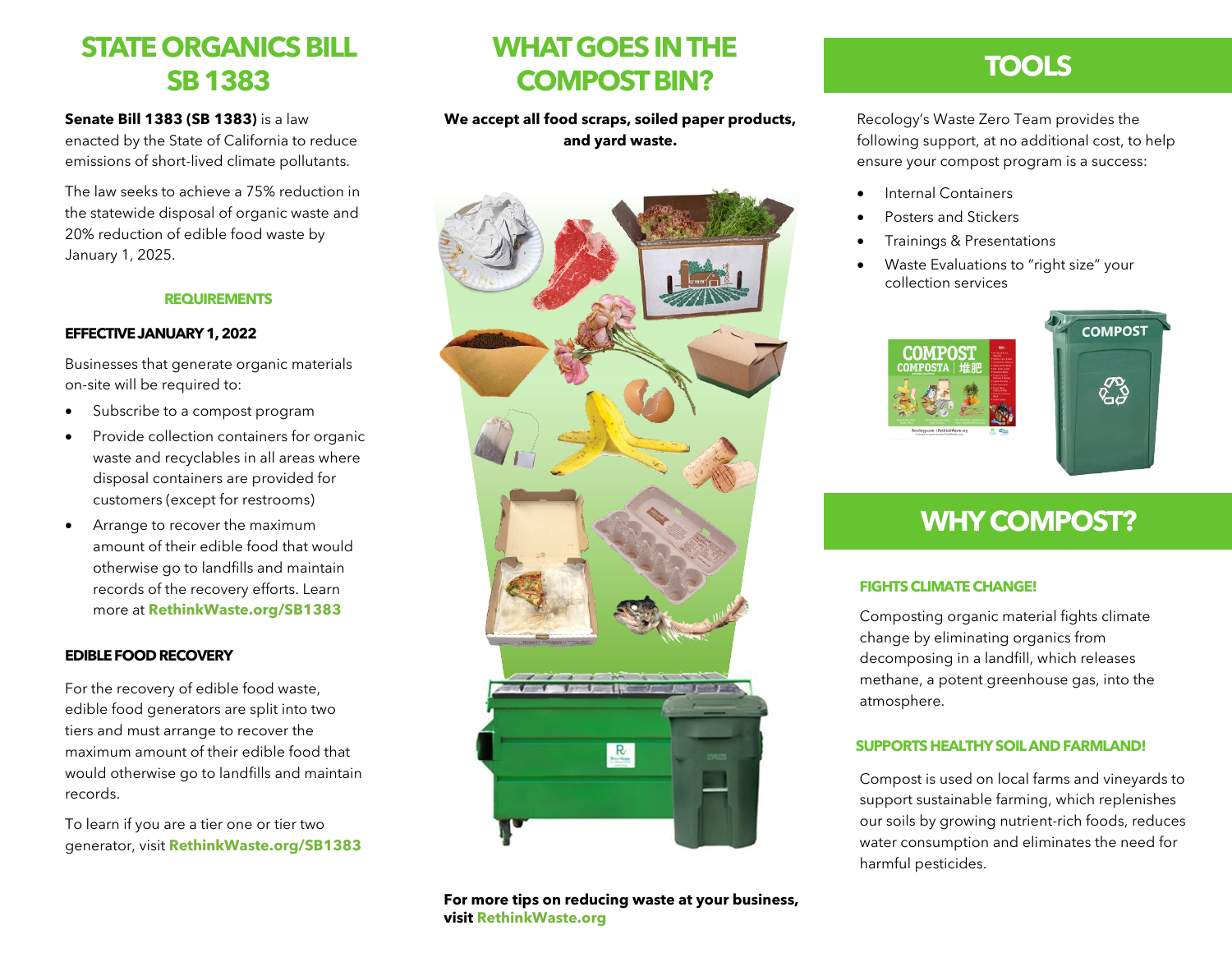# STATE ORGANICS BILL SB 1383

**Senate Bill 1383 (SB 1383)** is a law enacted by the State of California to reduce emissions of short-lived climate pollutants.

The law seeks to achieve a 75% reduction in the statewide disposal of organic waste and 20% reduction of edible food waste by January 1, 2025.

### REQUIREMENTS

#### EFFECTIVE JANUARY 1, 2022

Businesses that generate organic materials on-site will be required to:

- Subscribe to a compost program
- Provide collection containers for organic waste and recyclables in all areas where disposal containers are provided for customers (except for restrooms)
- Arrange to recover the maximum amount of their edible food that would otherwise go to landfills and maintain records of the recovery efforts. Learn more at **RethinkWaste.org/SB1383**

#### EDIBLE FOOD RECOVERY

For the recovery of edible food waste, edible food generators are split into two tiers and must arrange to recover the maximum amount of their edible food that would otherwise go to landfills and maintain records.

To learn if you are a tier one or tier two generator, visit **RethinkWaste.org/SB1383**

# WHAT GOES IN THE COMPOST BIN?

**We accept all food scraps, soiled paper products, and yard waste.**

**For more tips on reducing waste at your business, visit RethinkWaste.org**

# TOOLS

Recology's Waste Zero Team provides the following support, at no additional cost, to help ensure your compost program is a success:

- Internal Containers
- Posters and Stickers
- Trainings & Presentations
- Waste Evaluations to "right size" your collection services

# WHY COMPOST?

### FIGHTS CLIMATE CHANGE!

Composting organic material fights climate change by eliminating organics from decomposing in a landfill, which releases methane, a potent greenhouse gas, into the atmosphere.

### SUPPORTS HEALTHY SOIL AND FARMLAND!

Compost is used on local farms and vineyards to support sustainable farming, which replenishes our soils by growing nutrient-rich foods, reduces water consumption and eliminates the need for harmful pesticides.